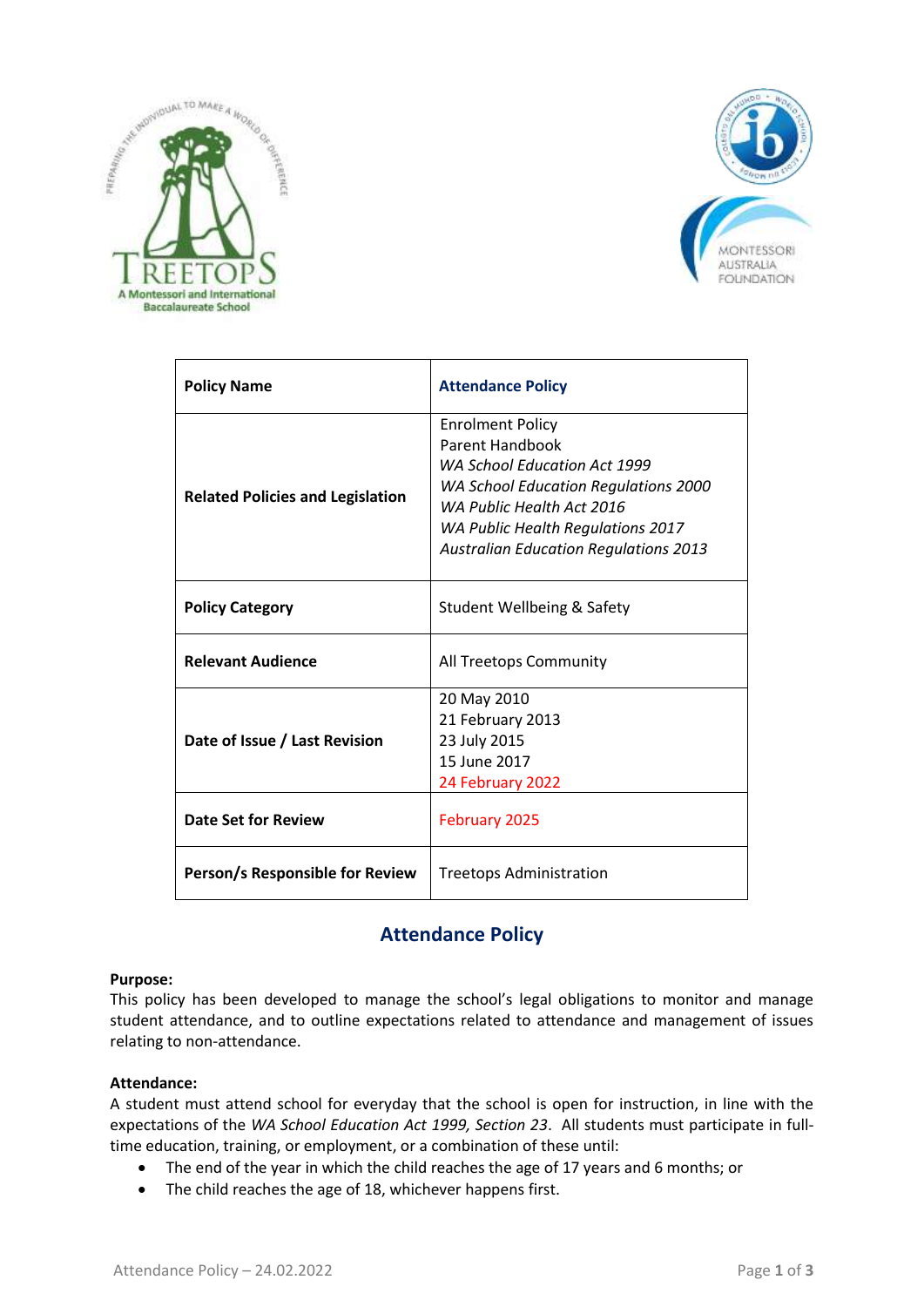| Policy Name | Attendance Policy |
|---|---|
| Related Policies and Legislation | Enrolment Policy<br>Parent Handbook<br>*WA School Education Act 1999*<br>*WA School Education Regulations 2000*<br>*WA Public Health Act 2016*<br>*WA Public Health Regulations 2017*<br>*Australian Education Regulations 2013* |
| Policy Category | Student Wellbeing & Safety |
| Relevant Audience | All Treetops Community |
| Date of Issue / Last Revision | 20 May 2010<br>21 February 2013<br>23 July 2015<br>15 June 2017<br>24 February 2022 |
| Date Set for Review | February 2025 |
| Person/s Responsible for Review | Treetops Administration |

# Attendance Policy

**Purpose:**
This policy has been developed to manage the school's legal obligations to monitor and manage student attendance, and to outline expectations related to attendance and management of issues relating to non-attendance.

**Attendance:**
A student must attend school for everyday that the school is open for instruction, in line with the expectations of the *WA School Education Act 1999, Section 23*. All students must participate in full-time education, training, or employment, or a combination of these until:

- The end of the year in which the child reaches the age of 17 years and 6 months; or
- The child reaches the age of 18, whichever happens first.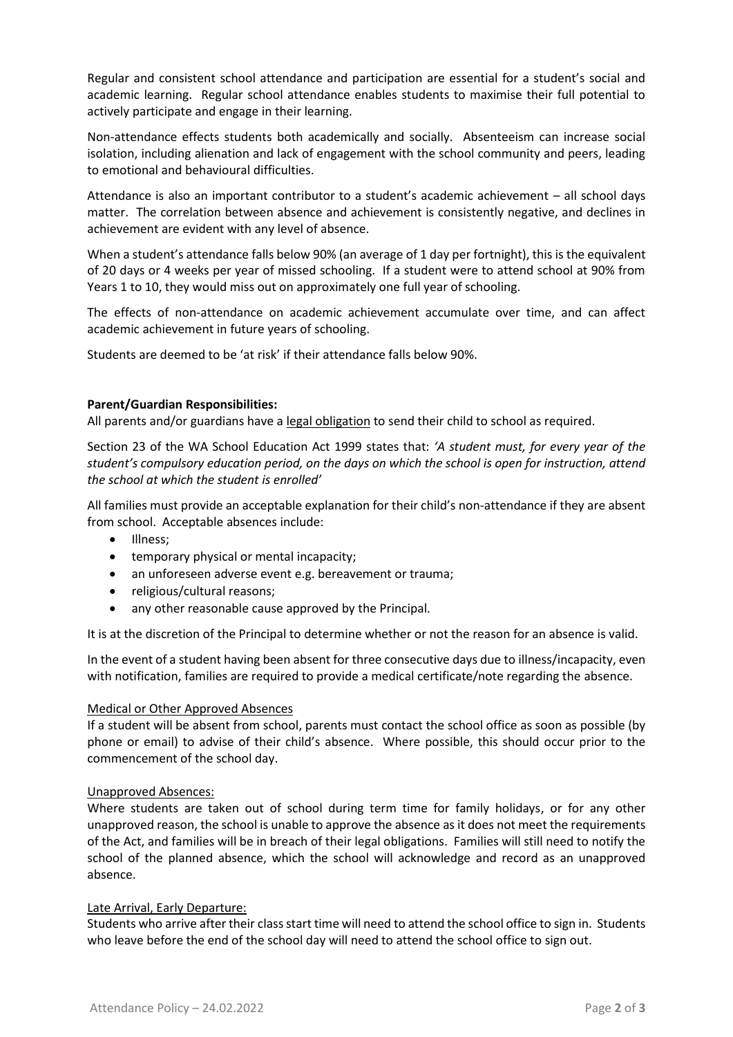Regular and consistent school attendance and participation are essential for a student's social and academic learning. Regular school attendance enables students to maximise their full potential to actively participate and engage in their learning.

Non-attendance effects students both academically and socially. Absenteeism can increase social isolation, including alienation and lack of engagement with the school community and peers, leading to emotional and behavioural difficulties.

Attendance is also an important contributor to a student's academic achievement – all school days matter. The correlation between absence and achievement is consistently negative, and declines in achievement are evident with any level of absence.

When a student's attendance falls below 90% (an average of 1 day per fortnight), this is the equivalent of 20 days or 4 weeks per year of missed schooling. If a student were to attend school at 90% from Years 1 to 10, they would miss out on approximately one full year of schooling.

The effects of non-attendance on academic achievement accumulate over time, and can affect academic achievement in future years of schooling.

Students are deemed to be 'at risk' if their attendance falls below 90%.

**Parent/Guardian Responsibilities:**

All parents and/or guardians have a legal obligation to send their child to school as required.

Section 23 of the WA School Education Act 1999 states that: *'A student must, for every year of the student's compulsory education period, on the days on which the school is open for instruction, attend the school at which the student is enrolled'*

All families must provide an acceptable explanation for their child's non-attendance if they are absent from school. Acceptable absences include:

- Illness;
- temporary physical or mental incapacity;
- an unforeseen adverse event e.g. bereavement or trauma;
- religious/cultural reasons;
- any other reasonable cause approved by the Principal.

It is at the discretion of the Principal to determine whether or not the reason for an absence is valid.

In the event of a student having been absent for three consecutive days due to illness/incapacity, even with notification, families are required to provide a medical certificate/note regarding the absence.

Medical or Other Approved Absences

If a student will be absent from school, parents must contact the school office as soon as possible (by phone or email) to advise of their child's absence. Where possible, this should occur prior to the commencement of the school day.

Unapproved Absences:

Where students are taken out of school during term time for family holidays, or for any other unapproved reason, the school is unable to approve the absence as it does not meet the requirements of the Act, and families will be in breach of their legal obligations. Families will still need to notify the school of the planned absence, which the school will acknowledge and record as an unapproved absence.

Late Arrival, Early Departure:

Students who arrive after their class start time will need to attend the school office to sign in. Students who leave before the end of the school day will need to attend the school office to sign out.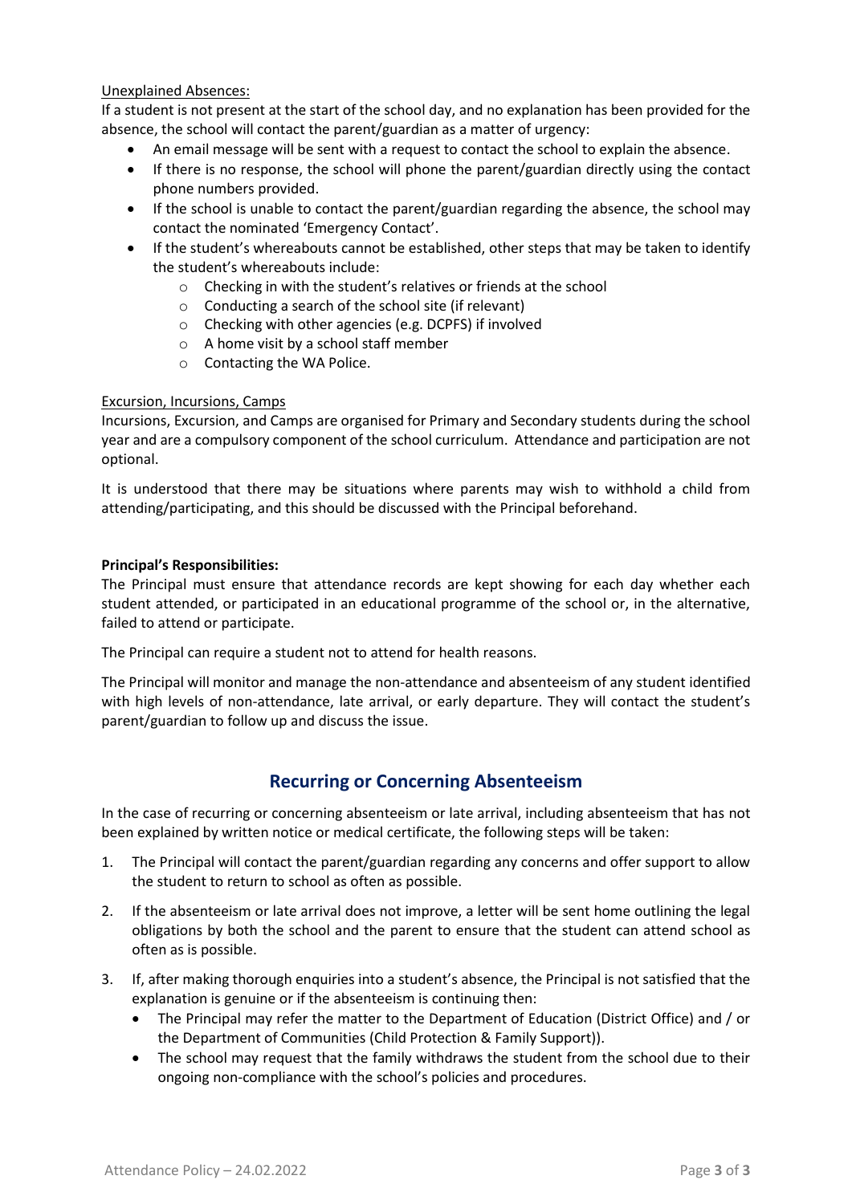Unexplained Absences:

If a student is not present at the start of the school day, and no explanation has been provided for the absence, the school will contact the parent/guardian as a matter of urgency:

- An email message will be sent with a request to contact the school to explain the absence.
- If there is no response, the school will phone the parent/guardian directly using the contact phone numbers provided.
- If the school is unable to contact the parent/guardian regarding the absence, the school may contact the nominated 'Emergency Contact'.
- If the student's whereabouts cannot be established, other steps that may be taken to identify the student's whereabouts include:
  - Checking in with the student's relatives or friends at the school
  - Conducting a search of the school site (if relevant)
  - Checking with other agencies (e.g. DCPFS) if involved
  - A home visit by a school staff member
  - Contacting the WA Police.

Excursion, Incursions, Camps

Incursions, Excursion, and Camps are organised for Primary and Secondary students during the school year and are a compulsory component of the school curriculum. Attendance and participation are not optional.

It is understood that there may be situations where parents may wish to withhold a child from attending/participating, and this should be discussed with the Principal beforehand.

**Principal's Responsibilities:**

The Principal must ensure that attendance records are kept showing for each day whether each student attended, or participated in an educational programme of the school or, in the alternative, failed to attend or participate.

The Principal can require a student not to attend for health reasons.

The Principal will monitor and manage the non-attendance and absenteeism of any student identified with high levels of non-attendance, late arrival, or early departure. They will contact the student's parent/guardian to follow up and discuss the issue.

## Recurring or Concerning Absenteeism

In the case of recurring or concerning absenteeism or late arrival, including absenteeism that has not been explained by written notice or medical certificate, the following steps will be taken:

1. The Principal will contact the parent/guardian regarding any concerns and offer support to allow the student to return to school as often as possible.
2. If the absenteeism or late arrival does not improve, a letter will be sent home outlining the legal obligations by both the school and the parent to ensure that the student can attend school as often as is possible.
3. If, after making thorough enquiries into a student's absence, the Principal is not satisfied that the explanation is genuine or if the absenteeism is continuing then:
   - The Principal may refer the matter to the Department of Education (District Office) and / or the Department of Communities (Child Protection & Family Support)).
   - The school may request that the family withdraws the student from the school due to their ongoing non-compliance with the school's policies and procedures.